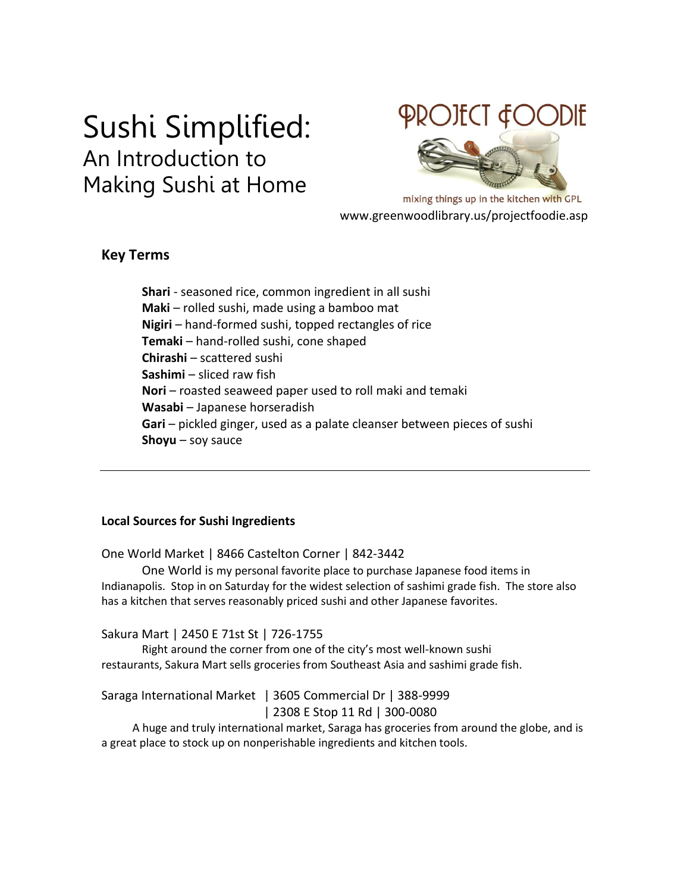# Sushi Simplified:
## An Introduction to Making Sushi at Home

PROJECT FOODIE

mixing things up in the kitchen with GPL

www.greenwoodlibrary.us/projectfoodie.asp

### Key Terms

**Shari** - seasoned rice, common ingredient in all sushi
**Maki** – rolled sushi, made using a bamboo mat
**Nigiri** – hand-formed sushi, topped rectangles of rice
**Temaki** – hand-rolled sushi, cone shaped
**Chirashi** – scattered sushi
**Sashimi** – sliced raw fish
**Nori** – roasted seaweed paper used to roll maki and temaki
**Wasabi** – Japanese horseradish
**Gari** – pickled ginger, used as a palate cleanser between pieces of sushi
**Shoyu** – soy sauce

---

**Local Sources for Sushi Ingredients**

One World Market | 8466 Castelton Corner | 842-3442

One World is my personal favorite place to purchase Japanese food items in Indianapolis. Stop in on Saturday for the widest selection of sashimi grade fish. The store also has a kitchen that serves reasonably priced sushi and other Japanese favorites.

Sakura Mart | 2450 E 71st St | 726-1755

Right around the corner from one of the city's most well-known sushi restaurants, Sakura Mart sells groceries from Southeast Asia and sashimi grade fish.

Saraga International Market | 3605 Commercial Dr | 388-9999
| 2308 E Stop 11 Rd | 300-0080

A huge and truly international market, Saraga has groceries from around the globe, and is a great place to stock up on nonperishable ingredients and kitchen tools.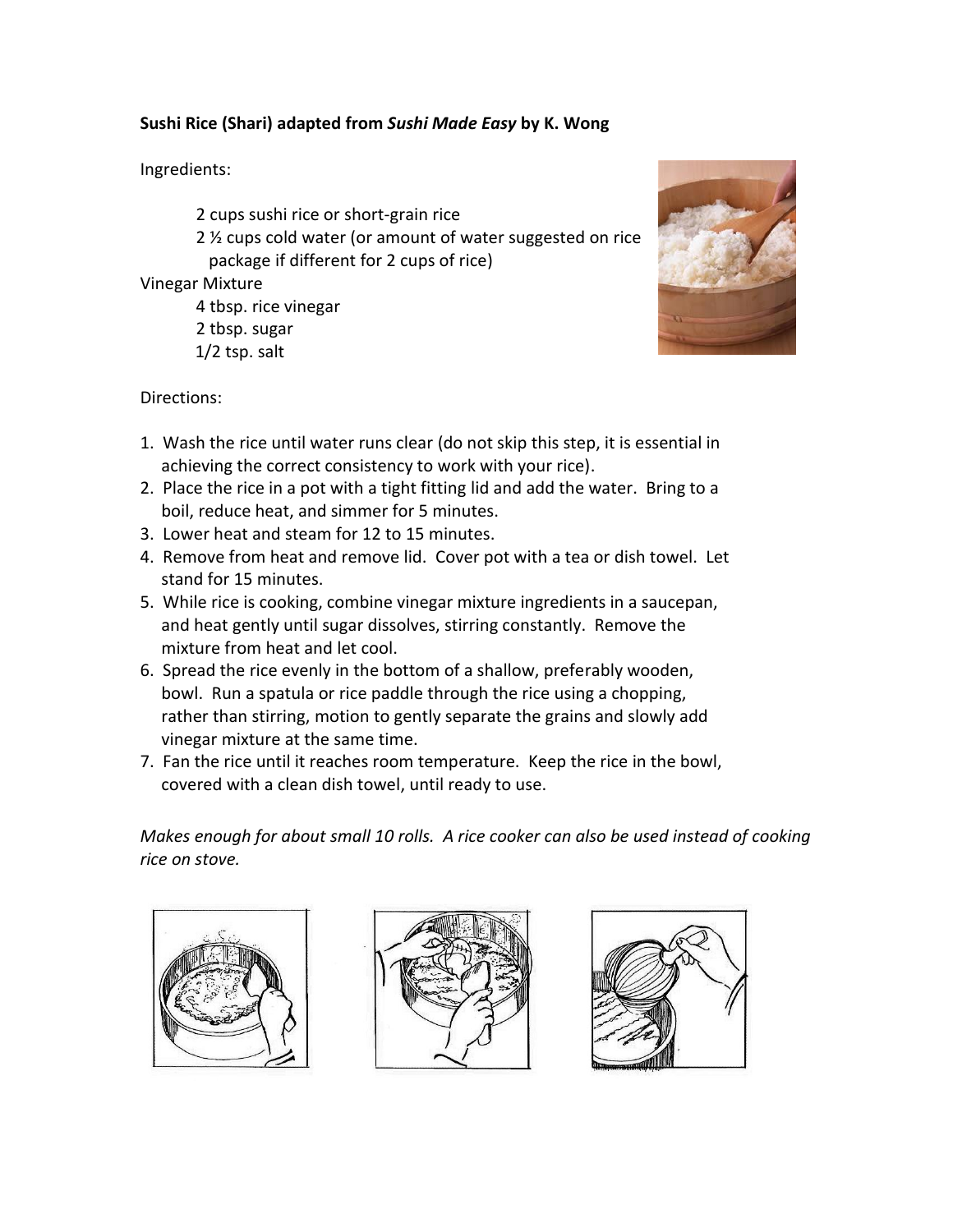**Sushi Rice (Shari) adapted from *Sushi Made Easy* by K. Wong**

Ingredients:

- 2 cups sushi rice or short-grain rice
- 2 ½ cups cold water (or amount of water suggested on rice package if different for 2 cups of rice)

Vinegar Mixture

- 4 tbsp. rice vinegar
- 2 tbsp. sugar
- 1/2 tsp. salt

Directions:

1. Wash the rice until water runs clear (do not skip this step, it is essential in achieving the correct consistency to work with your rice).
2. Place the rice in a pot with a tight fitting lid and add the water. Bring to a boil, reduce heat, and simmer for 5 minutes.
3. Lower heat and steam for 12 to 15 minutes.
4. Remove from heat and remove lid. Cover pot with a tea or dish towel. Let stand for 15 minutes.
5. While rice is cooking, combine vinegar mixture ingredients in a saucepan, and heat gently until sugar dissolves, stirring constantly. Remove the mixture from heat and let cool.
6. Spread the rice evenly in the bottom of a shallow, preferably wooden, bowl. Run a spatula or rice paddle through the rice using a chopping, rather than stirring, motion to gently separate the grains and slowly add vinegar mixture at the same time.
7. Fan the rice until it reaches room temperature. Keep the rice in the bowl, covered with a clean dish towel, until ready to use.

*Makes enough for about small 10 rolls. A rice cooker can also be used instead of cooking rice on stove.*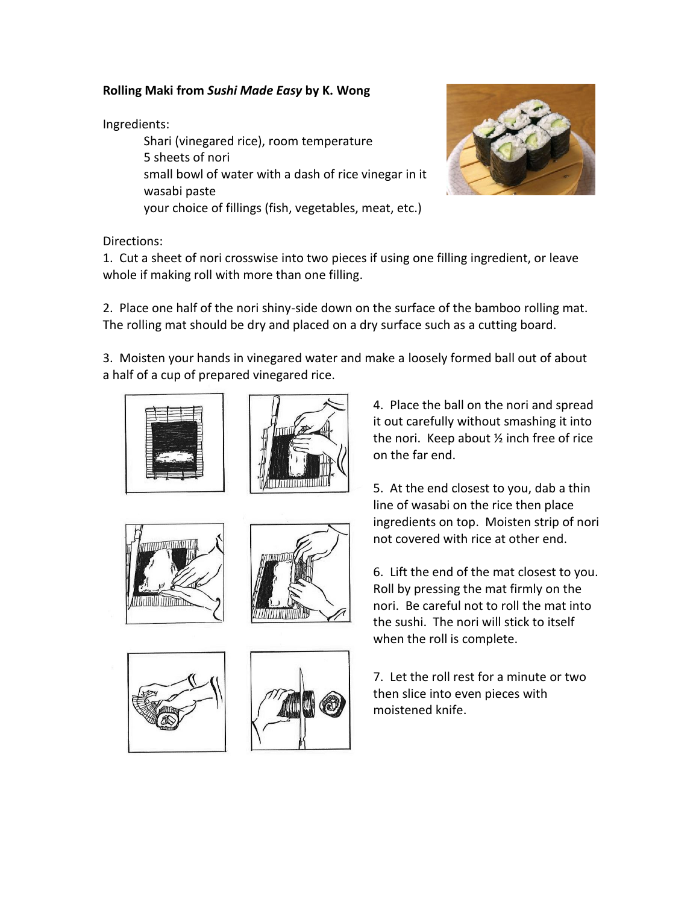**Rolling Maki from *Sushi Made Easy* by K. Wong**

Ingredients:

- Shari (vinegared rice), room temperature
- 5 sheets of nori
- small bowl of water with a dash of rice vinegar in it
- wasabi paste
- your choice of fillings (fish, vegetables, meat, etc.)

Directions:

1. Cut a sheet of nori crosswise into two pieces if using one filling ingredient, or leave whole if making roll with more than one filling.

2. Place one half of the nori shiny-side down on the surface of the bamboo rolling mat. The rolling mat should be dry and placed on a dry surface such as a cutting board.

3. Moisten your hands in vinegared water and make a loosely formed ball out of about a half of a cup of prepared vinegared rice.

4. Place the ball on the nori and spread it out carefully without smashing it into the nori. Keep about ½ inch free of rice on the far end.

5. At the end closest to you, dab a thin line of wasabi on the rice then place ingredients on top. Moisten strip of nori not covered with rice at other end.

6. Lift the end of the mat closest to you. Roll by pressing the mat firmly on the nori. Be careful not to roll the mat into the sushi. The nori will stick to itself when the roll is complete.

7. Let the roll rest for a minute or two then slice into even pieces with moistened knife.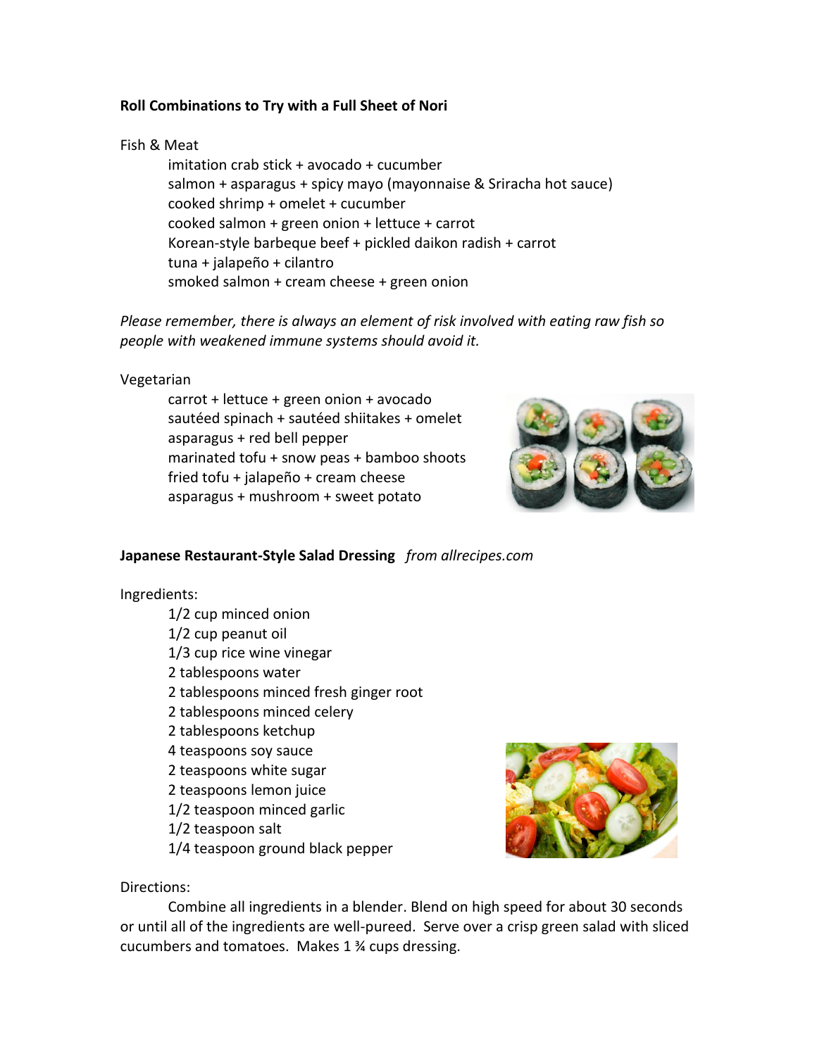**Roll Combinations to Try with a Full Sheet of Nori**

Fish & Meat

- imitation crab stick + avocado + cucumber
- salmon + asparagus + spicy mayo (mayonnaise & Sriracha hot sauce)
- cooked shrimp + omelet + cucumber
- cooked salmon + green onion + lettuce + carrot
- Korean-style barbeque beef + pickled daikon radish + carrot
- tuna + jalapeño + cilantro
- smoked salmon + cream cheese + green onion

*Please remember, there is always an element of risk involved with eating raw fish so people with weakened immune systems should avoid it.*

Vegetarian

- carrot + lettuce + green onion + avocado
- sautéed spinach + sautéed shiitakes + omelet
- asparagus + red bell pepper
- marinated tofu + snow peas + bamboo shoots
- fried tofu + jalapeño + cream cheese
- asparagus + mushroom + sweet potato

**Japanese Restaurant-Style Salad Dressing** *from allrecipes.com*

Ingredients:

- 1/2 cup minced onion
- 1/2 cup peanut oil
- 1/3 cup rice wine vinegar
- 2 tablespoons water
- 2 tablespoons minced fresh ginger root
- 2 tablespoons minced celery
- 2 tablespoons ketchup
- 4 teaspoons soy sauce
- 2 teaspoons white sugar
- 2 teaspoons lemon juice
- 1/2 teaspoon minced garlic
- 1/2 teaspoon salt
- 1/4 teaspoon ground black pepper

Directions:

Combine all ingredients in a blender. Blend on high speed for about 30 seconds or until all of the ingredients are well-pureed. Serve over a crisp green salad with sliced cucumbers and tomatoes. Makes 1 ¾ cups dressing.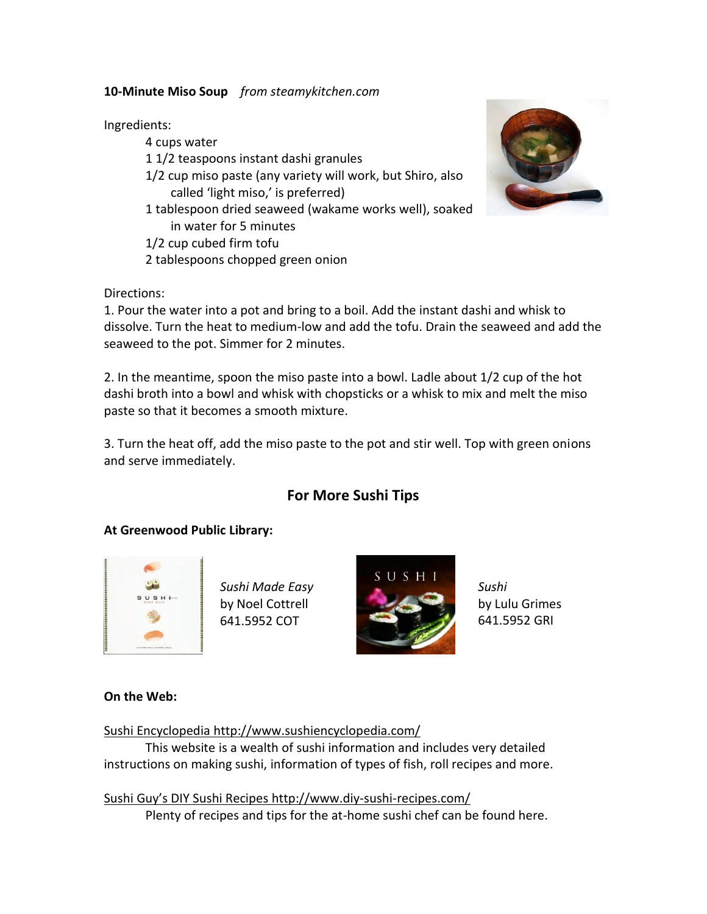**10-Minute Miso Soup** *from steamykitchen.com*

Ingredients:

- 4 cups water
- 1 1/2 teaspoons instant dashi granules
- 1/2 cup miso paste (any variety will work, but Shiro, also called 'light miso,' is preferred)
- 1 tablespoon dried seaweed (wakame works well), soaked in water for 5 minutes
- 1/2 cup cubed firm tofu
- 2 tablespoons chopped green onion

Directions:

1. Pour the water into a pot and bring to a boil. Add the instant dashi and whisk to dissolve. Turn the heat to medium-low and add the tofu. Drain the seaweed and add the seaweed to the pot. Simmer for 2 minutes.

2. In the meantime, spoon the miso paste into a bowl. Ladle about 1/2 cup of the hot dashi broth into a bowl and whisk with chopsticks or a whisk to mix and melt the miso paste so that it becomes a smooth mixture.

3. Turn the heat off, add the miso paste to the pot and stir well. Top with green onions and serve immediately.

## For More Sushi Tips

**At Greenwood Public Library:**

*Sushi Made Easy*
by Noel Cottrell
641.5952 COT

*Sushi*
by Lulu Grimes
641.5952 GRI

**On the Web:**

Sushi Encyclopedia http://www.sushiencyclopedia.com/

This website is a wealth of sushi information and includes very detailed instructions on making sushi, information of types of fish, roll recipes and more.

Sushi Guy's DIY Sushi Recipes http://www.diy-sushi-recipes.com/

Plenty of recipes and tips for the at-home sushi chef can be found here.